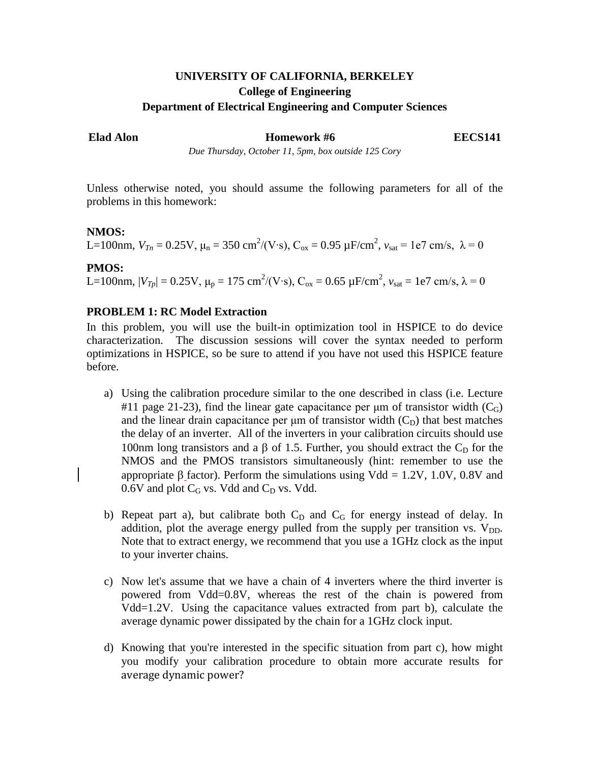**UNIVERSITY OF CALIFORNIA, BERKELEY**
**College of Engineering**
**Department of Electrical Engineering and Computer Sciences**

**Elad Alon** **Homework #6** **EECS141**

*Due Thursday, October 11, 5pm, box outside 125 Cory*

Unless otherwise noted, you should assume the following parameters for all of the problems in this homework:

**NMOS:**
L=100nm, $V_{Tn}$ = 0.25V, $\mu_n$ = 350 cm$^2$/(V·s), $C_{ox}$ = 0.95 μF/cm$^2$, $v_{sat}$ = 1e7 cm/s, $\lambda$ = 0

**PMOS:**
L=100nm, $|V_{Tp}|$ = 0.25V, $\mu_p$ = 175 cm$^2$/(V·s), $C_{ox}$ = 0.65 μF/cm$^2$, $v_{sat}$ = 1e7 cm/s, $\lambda$ = 0

**PROBLEM 1: RC Model Extraction**

In this problem, you will use the built-in optimization tool in HSPICE to do device characterization. The discussion sessions will cover the syntax needed to perform optimizations in HSPICE, so be sure to attend if you have not used this HSPICE feature before.

a) Using the calibration procedure similar to the one described in class (i.e. Lecture #11 page 21-23), find the linear gate capacitance per μm of transistor width ($C_G$) and the linear drain capacitance per μm of transistor width ($C_D$) that best matches the delay of an inverter. All of the inverters in your calibration circuits should use 100nm long transistors and a $\beta$ of 1.5. Further, you should extract the $C_D$ for the NMOS and the PMOS transistors simultaneously (hint: remember to use the appropriate $\beta$ factor). Perform the simulations using Vdd = 1.2V, 1.0V, 0.8V and 0.6V and plot $C_G$ vs. Vdd and $C_D$ vs. Vdd.

b) Repeat part a), but calibrate both $C_D$ and $C_G$ for energy instead of delay. In addition, plot the average energy pulled from the supply per transition vs. $V_{DD}$. Note that to extract energy, we recommend that you use a 1GHz clock as the input to your inverter chains.

c) Now let's assume that we have a chain of 4 inverters where the third inverter is powered from Vdd=0.8V, whereas the rest of the chain is powered from Vdd=1.2V. Using the capacitance values extracted from part b), calculate the average dynamic power dissipated by the chain for a 1GHz clock input.

d) Knowing that you're interested in the specific situation from part c), how might you modify your calibration procedure to obtain more accurate results for average dynamic power?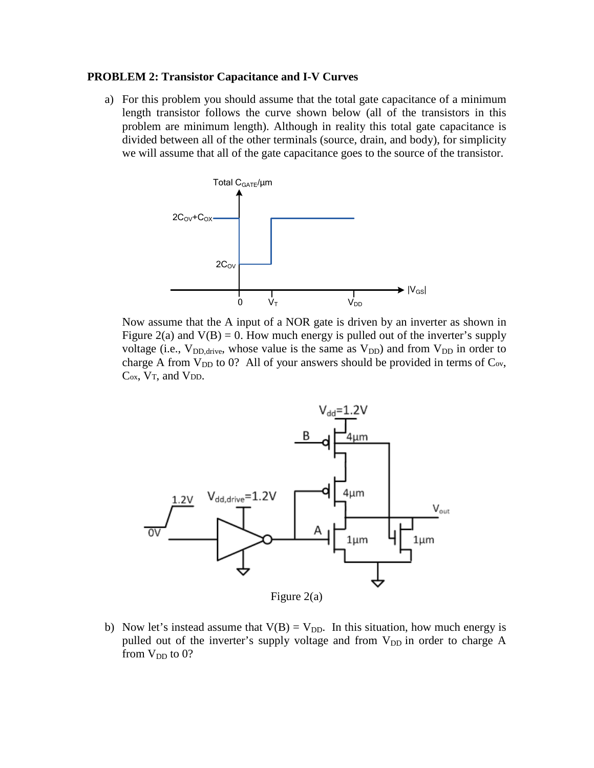**PROBLEM 2: Transistor Capacitance and I-V Curves**

a) For this problem you should assume that the total gate capacitance of a minimum length transistor follows the curve shown below (all of the transistors in this problem are minimum length). Although in reality this total gate capacitance is divided between all of the other terminals (source, drain, and body), for simplicity we will assume that all of the gate capacitance goes to the source of the transistor.

Now assume that the A input of a NOR gate is driven by an inverter as shown in Figure 2(a) and V(B) = 0. How much energy is pulled out of the inverter's supply voltage (i.e., $V_{DD,drive}$, whose value is the same as $V_{DD}$) and from $V_{DD}$ in order to charge A from $V_{DD}$ to 0? All of your answers should be provided in terms of $C_{ov}$, $C_{ox}$, $V_T$, and $V_{DD}$.

Figure 2(a)

b) Now let's instead assume that $V(B) = V_{DD}$. In this situation, how much energy is pulled out of the inverter's supply voltage and from $V_{DD}$ in order to charge A from $V_{DD}$ to 0?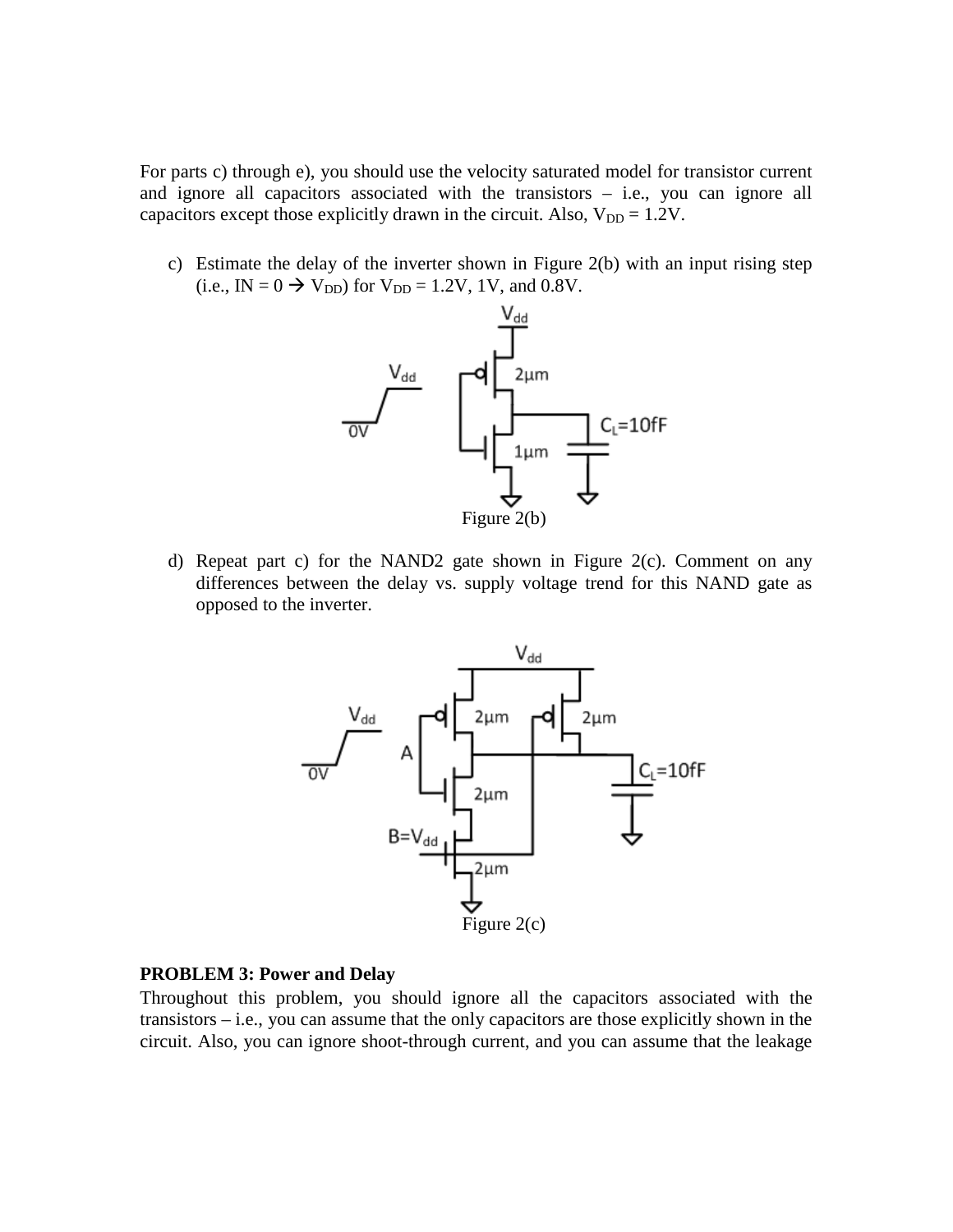For parts c) through e), you should use the velocity saturated model for transistor current and ignore all capacitors associated with the transistors – i.e., you can ignore all capacitors except those explicitly drawn in the circuit. Also, $V_{DD} = 1.2V$.

c) Estimate the delay of the inverter shown in Figure 2(b) with an input rising step (i.e., IN = 0 → $V_{DD}$) for $V_{DD}$ = 1.2V, 1V, and 0.8V.

Figure 2(b)

d) Repeat part c) for the NAND2 gate shown in Figure 2(c). Comment on any differences between the delay vs. supply voltage trend for this NAND gate as opposed to the inverter.

Figure 2(c)

**PROBLEM 3: Power and Delay**

Throughout this problem, you should ignore all the capacitors associated with the transistors – i.e., you can assume that the only capacitors are those explicitly shown in the circuit. Also, you can ignore shoot-through current, and you can assume that the leakage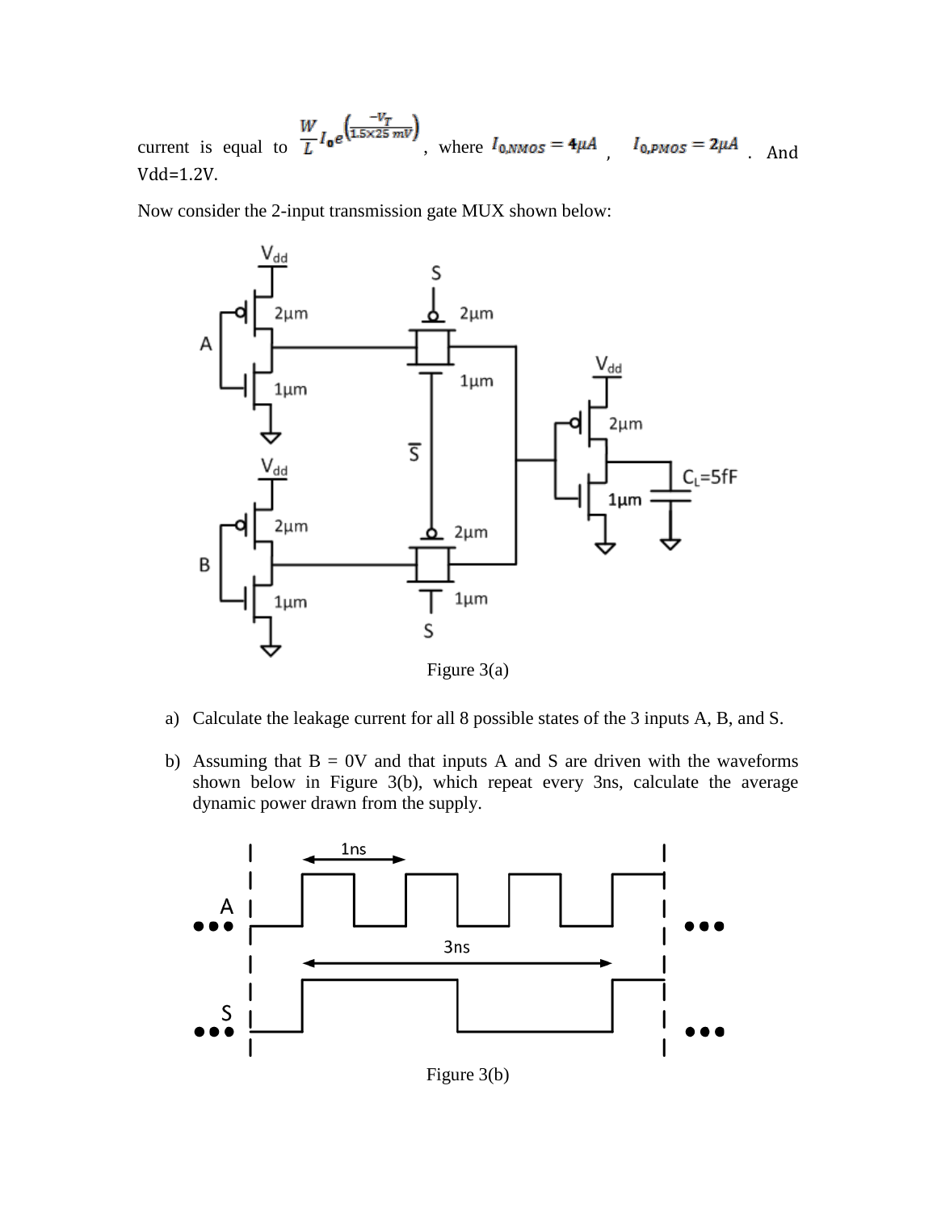current is equal to $\frac{W}{L} I_0 e^{\left(\frac{-V_T}{1.5 \times 25\, mV}\right)}$, where $I_{0,NMOS} = 4\mu A$ , $I_{0,PMOS} = 2\mu A$ . And Vdd=1.2V.

Now consider the 2-input transmission gate MUX shown below:

Figure 3(a)

a) Calculate the leakage current for all 8 possible states of the 3 inputs A, B, and S.

b) Assuming that B = 0V and that inputs A and S are driven with the waveforms shown below in Figure 3(b), which repeat every 3ns, calculate the average dynamic power drawn from the supply.

Figure 3(b)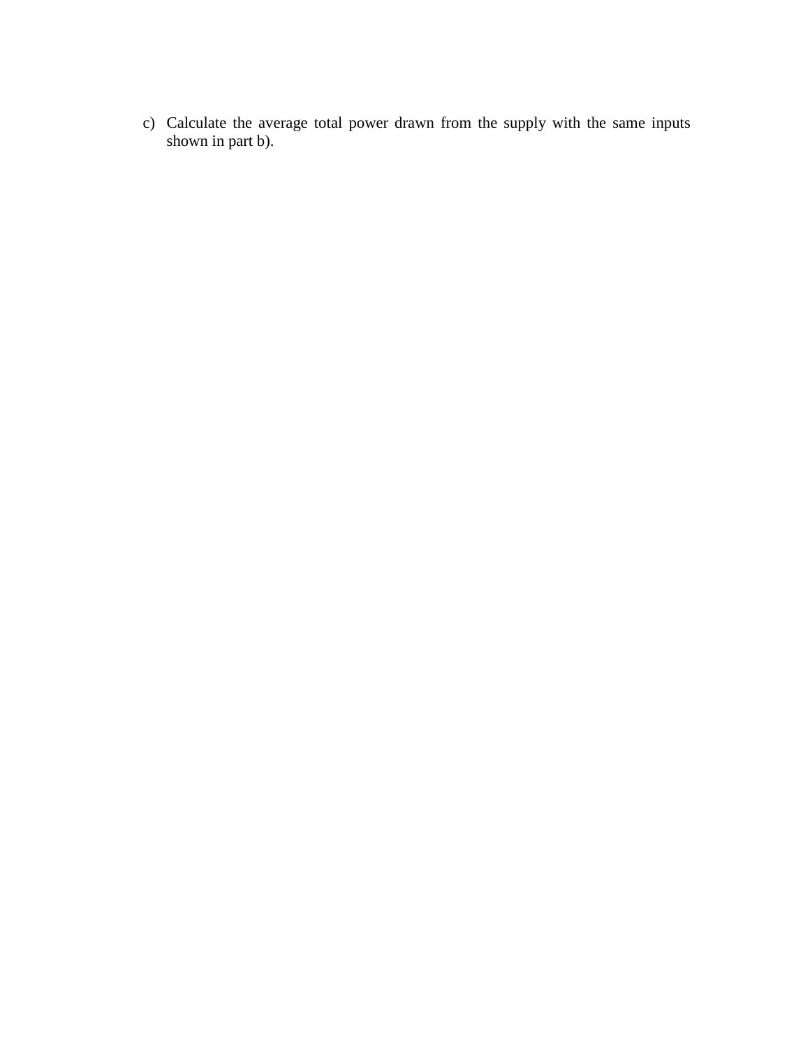c) Calculate the average total power drawn from the supply with the same inputs shown in part b).